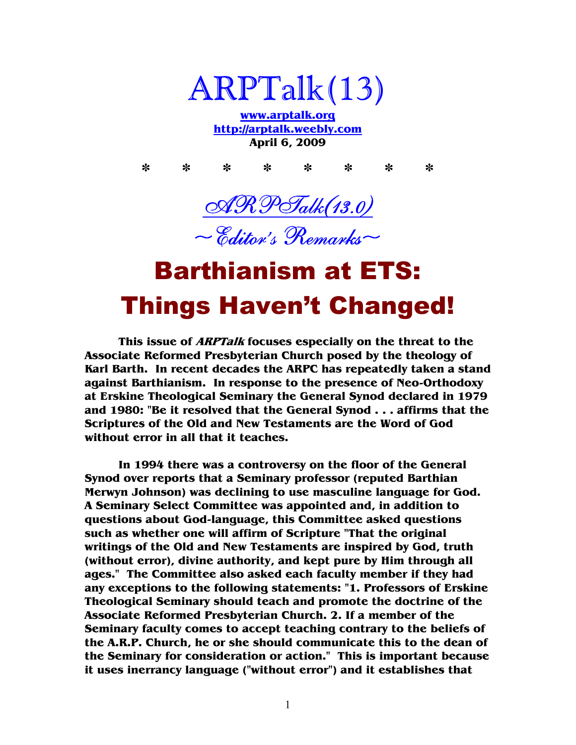# ARPTalk(13)

**[www.arptalk.org](http://www.arptalk.org)**
**[http://arptalk.weebly.com](http://arptalk.weebly.com)**
**April 6, 2009**

\*        \*        \*        \*        \*        \*        \*        \*

## ARPTalk(13.0)

## ~Editor's Remarks~

# Barthianism at ETS: Things Haven't Changed!

**This issue of *ARPTalk* focuses especially on the threat to the Associate Reformed Presbyterian Church posed by the theology of Karl Barth. In recent decades the ARPC has repeatedly taken a stand against Barthianism. In response to the presence of Neo-Orthodoxy at Erskine Theological Seminary the General Synod declared in 1979 and 1980: "Be it resolved that the General Synod . . . affirms that the Scriptures of the Old and New Testaments are the Word of God without error in all that it teaches.**

**In 1994 there was a controversy on the floor of the General Synod over reports that a Seminary professor (reputed Barthian Merwyn Johnson) was declining to use masculine language for God. A Seminary Select Committee was appointed and, in addition to questions about God-language, this Committee asked questions such as whether one will affirm of Scripture "That the original writings of the Old and New Testaments are inspired by God, truth (without error), divine authority, and kept pure by Him through all ages." The Committee also asked each faculty member if they had any exceptions to the following statements: "1. Professors of Erskine Theological Seminary should teach and promote the doctrine of the Associate Reformed Presbyterian Church. 2. If a member of the Seminary faculty comes to accept teaching contrary to the beliefs of the A.R.P. Church, he or she should communicate this to the dean of the Seminary for consideration or action." This is important because it uses inerrancy language ("without error") and it establishes that**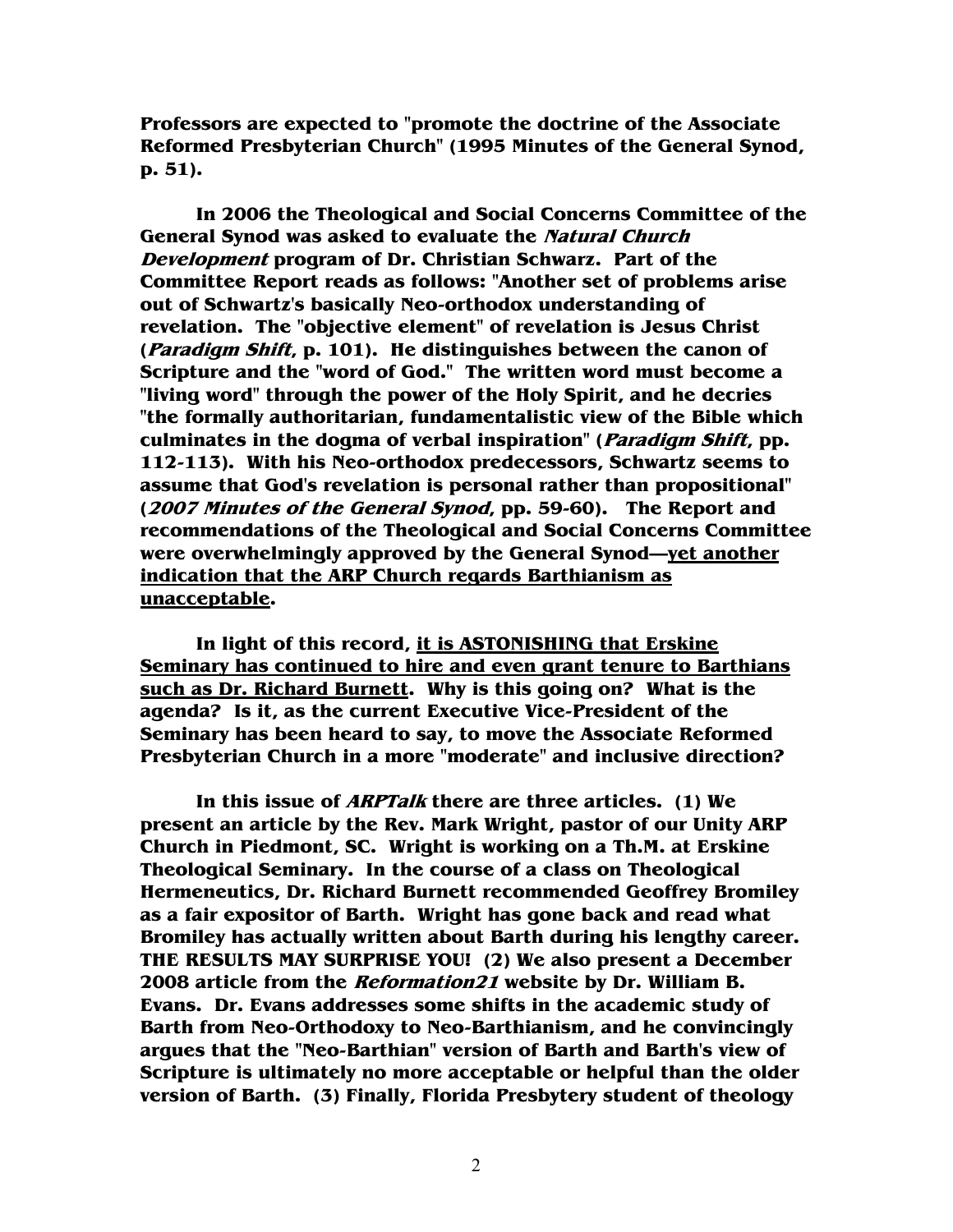**Professors are expected to "promote the doctrine of the Associate Reformed Presbyterian Church" (1995 Minutes of the General Synod, p. 51).**

**In 2006 the Theological and Social Concerns Committee of the General Synod was asked to evaluate the *Natural Church Development* program of Dr. Christian Schwarz. Part of the Committee Report reads as follows: "Another set of problems arise out of Schwartz's basically Neo-orthodox understanding of revelation. The "objective element" of revelation is Jesus Christ (*Paradigm Shift*, p. 101). He distinguishes between the canon of Scripture and the "word of God." The written word must become a "living word" through the power of the Holy Spirit, and he decries "the formally authoritarian, fundamentalistic view of the Bible which culminates in the dogma of verbal inspiration" (*Paradigm Shift*, pp. 112-113). With his Neo-orthodox predecessors, Schwartz seems to assume that God's revelation is personal rather than propositional" (*2007 Minutes of the General Synod*, pp. 59-60). The Report and recommendations of the Theological and Social Concerns Committee were overwhelmingly approved by the General Synod—<u>yet another indication that the ARP Church regards Barthianism as unacceptable</u>.**

**In light of this record, <u>it is ASTONISHING that Erskine Seminary has continued to hire and even grant tenure to Barthians such as Dr. Richard Burnett</u>. Why is this going on? What is the agenda? Is it, as the current Executive Vice-President of the Seminary has been heard to say, to move the Associate Reformed Presbyterian Church in a more "moderate" and inclusive direction?**

**In this issue of *ARPTalk* there are three articles. (1) We present an article by the Rev. Mark Wright, pastor of our Unity ARP Church in Piedmont, SC. Wright is working on a Th.M. at Erskine Theological Seminary. In the course of a class on Theological Hermeneutics, Dr. Richard Burnett recommended Geoffrey Bromiley as a fair expositor of Barth. Wright has gone back and read what Bromiley has actually written about Barth during his lengthy career. THE RESULTS MAY SURPRISE YOU! (2) We also present a December 2008 article from the *Reformation21* website by Dr. William B. Evans. Dr. Evans addresses some shifts in the academic study of Barth from Neo-Orthodoxy to Neo-Barthianism, and he convincingly argues that the "Neo-Barthian" version of Barth and Barth's view of Scripture is ultimately no more acceptable or helpful than the older version of Barth. (3) Finally, Florida Presbytery student of theology**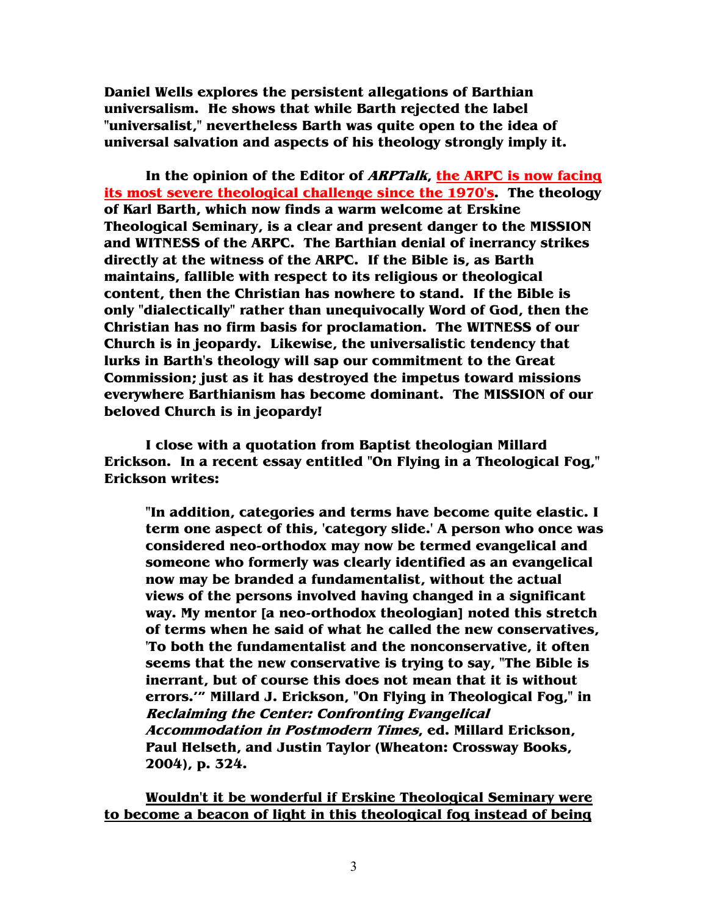**Daniel Wells explores the persistent allegations of Barthian universalism. He shows that while Barth rejected the label "universalist," nevertheless Barth was quite open to the idea of universal salvation and aspects of his theology strongly imply it.**

**In the opinion of the Editor of *ARPTalk*, the ARPC is now facing its most severe theological challenge since the 1970's. The theology of Karl Barth, which now finds a warm welcome at Erskine Theological Seminary, is a clear and present danger to the MISSION and WITNESS of the ARPC. The Barthian denial of inerrancy strikes directly at the witness of the ARPC. If the Bible is, as Barth maintains, fallible with respect to its religious or theological content, then the Christian has nowhere to stand. If the Bible is only "dialectically" rather than unequivocally Word of God, then the Christian has no firm basis for proclamation. The WITNESS of our Church is in jeopardy. Likewise, the universalistic tendency that lurks in Barth's theology will sap our commitment to the Great Commission; just as it has destroyed the impetus toward missions everywhere Barthianism has become dominant. The MISSION of our beloved Church is in jeopardy!**

**I close with a quotation from Baptist theologian Millard Erickson. In a recent essay entitled "On Flying in a Theological Fog," Erickson writes:**

> **"In addition, categories and terms have become quite elastic. I term one aspect of this, 'category slide.' A person who once was considered neo-orthodox may now be termed evangelical and someone who formerly was clearly identified as an evangelical now may be branded a fundamentalist, without the actual views of the persons involved having changed in a significant way. My mentor [a neo-orthodox theologian] noted this stretch of terms when he said of what he called the new conservatives, 'To both the fundamentalist and the nonconservative, it often seems that the new conservative is trying to say, "The Bible is inerrant, but of course this does not mean that it is without errors.'" Millard J. Erickson, "On Flying in Theological Fog," in *Reclaiming the Center: Confronting Evangelical Accommodation in Postmodern Times*, ed. Millard Erickson, Paul Helseth, and Justin Taylor (Wheaton: Crossway Books, 2004), p. 324.**

**Wouldn't it be wonderful if Erskine Theological Seminary were to become a beacon of light in this theological fog instead of being**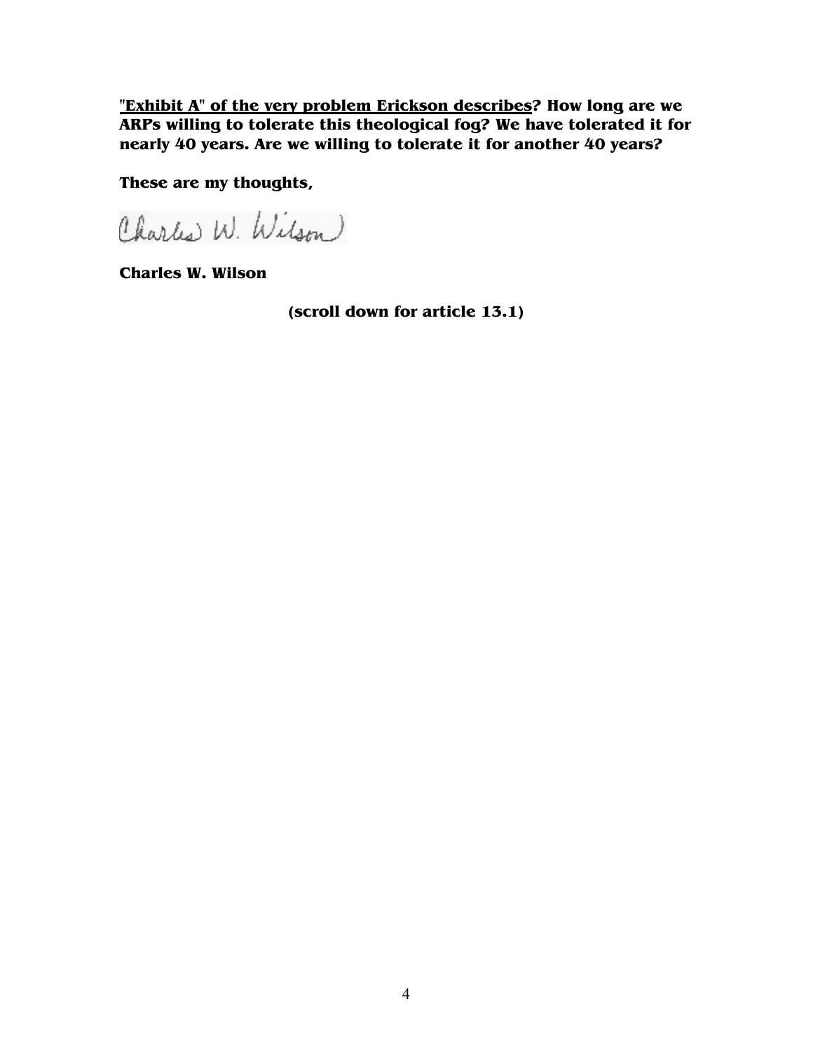**<u>"Exhibit A" of the very problem Erickson describes</u>? How long are we ARPs willing to tolerate this theological fog? We have tolerated it for nearly 40 years. Are we willing to tolerate it for another 40 years?**

**These are my thoughts,**

Charles W. Wilson

**Charles W. Wilson**

**(scroll down for article 13.1)**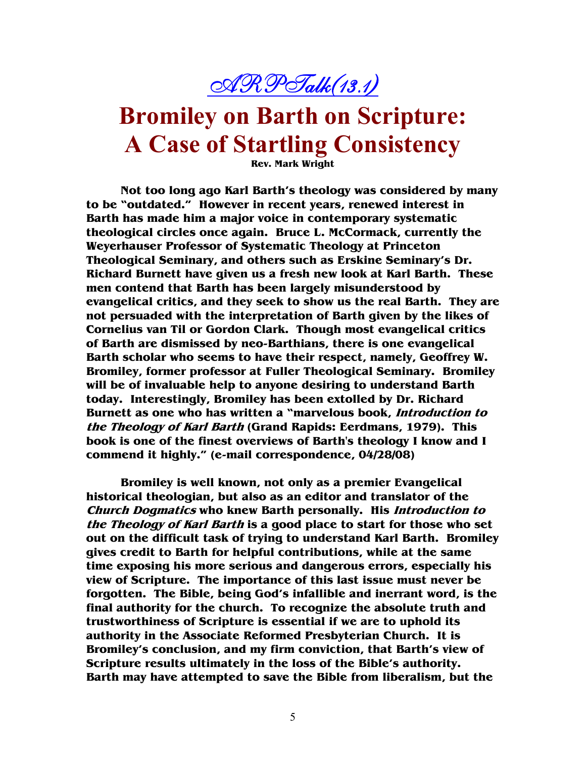*ARPTalk(13.1)*

# Bromiley on Barth on Scripture: A Case of Startling Consistency

**Rev. Mark Wright**

**Not too long ago Karl Barth's theology was considered by many to be "outdated." However in recent years, renewed interest in Barth has made him a major voice in contemporary systematic theological circles once again. Bruce L. McCormack, currently the Weyerhauser Professor of Systematic Theology at Princeton Theological Seminary, and others such as Erskine Seminary's Dr. Richard Burnett have given us a fresh new look at Karl Barth. These men contend that Barth has been largely misunderstood by evangelical critics, and they seek to show us the real Barth. They are not persuaded with the interpretation of Barth given by the likes of Cornelius van Til or Gordon Clark. Though most evangelical critics of Barth are dismissed by neo-Barthians, there is one evangelical Barth scholar who seems to have their respect, namely, Geoffrey W. Bromiley, former professor at Fuller Theological Seminary. Bromiley will be of invaluable help to anyone desiring to understand Barth today. Interestingly, Bromiley has been extolled by Dr. Richard Burnett as one who has written a "marvelous book, *Introduction to the Theology of Karl Barth* (Grand Rapids: Eerdmans, 1979). This book is one of the finest overviews of Barth's theology I know and I commend it highly." (e-mail correspondence, 04/28/08)**

**Bromiley is well known, not only as a premier Evangelical historical theologian, but also as an editor and translator of the *Church Dogmatics* who knew Barth personally. His *Introduction to the Theology of Karl Barth* is a good place to start for those who set out on the difficult task of trying to understand Karl Barth. Bromiley gives credit to Barth for helpful contributions, while at the same time exposing his more serious and dangerous errors, especially his view of Scripture. The importance of this last issue must never be forgotten. The Bible, being God's infallible and inerrant word, is the final authority for the church. To recognize the absolute truth and trustworthiness of Scripture is essential if we are to uphold its authority in the Associate Reformed Presbyterian Church. It is Bromiley's conclusion, and my firm conviction, that Barth's view of Scripture results ultimately in the loss of the Bible's authority. Barth may have attempted to save the Bible from liberalism, but the**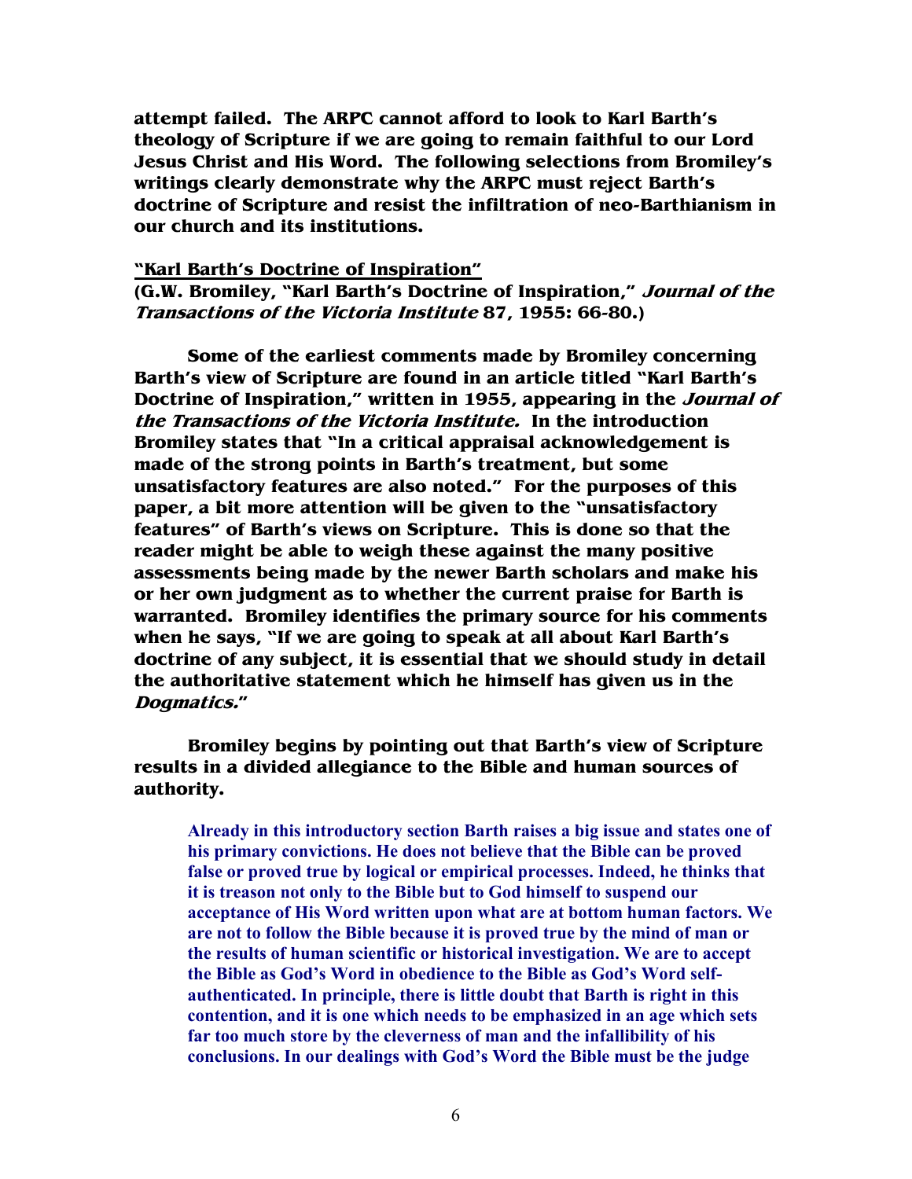**attempt failed. The ARPC cannot afford to look to Karl Barth's theology of Scripture if we are going to remain faithful to our Lord Jesus Christ and His Word. The following selections from Bromiley's writings clearly demonstrate why the ARPC must reject Barth's doctrine of Scripture and resist the infiltration of neo-Barthianism in our church and its institutions.**

**"Karl Barth's Doctrine of Inspiration"**
**(G.W. Bromiley, "Karl Barth's Doctrine of Inspiration," *Journal of the Transactions of the Victoria Institute* 87, 1955: 66-80.)**

**Some of the earliest comments made by Bromiley concerning Barth's view of Scripture are found in an article titled "Karl Barth's Doctrine of Inspiration," written in 1955, appearing in the *Journal of the Transactions of the Victoria Institute.* In the introduction Bromiley states that "In a critical appraisal acknowledgement is made of the strong points in Barth's treatment, but some unsatisfactory features are also noted." For the purposes of this paper, a bit more attention will be given to the "unsatisfactory features" of Barth's views on Scripture. This is done so that the reader might be able to weigh these against the many positive assessments being made by the newer Barth scholars and make his or her own judgment as to whether the current praise for Barth is warranted. Bromiley identifies the primary source for his comments when he says, "If we are going to speak at all about Karl Barth's doctrine of any subject, it is essential that we should study in detail the authoritative statement which he himself has given us in the *Dogmatics.*"**

**Bromiley begins by pointing out that Barth's view of Scripture results in a divided allegiance to the Bible and human sources of authority.**

> **Already in this introductory section Barth raises a big issue and states one of his primary convictions. He does not believe that the Bible can be proved false or proved true by logical or empirical processes. Indeed, he thinks that it is treason not only to the Bible but to God himself to suspend our acceptance of His Word written upon what are at bottom human factors. We are not to follow the Bible because it is proved true by the mind of man or the results of human scientific or historical investigation. We are to accept the Bible as God's Word in obedience to the Bible as God's Word self-authenticated. In principle, there is little doubt that Barth is right in this contention, and it is one which needs to be emphasized in an age which sets far too much store by the cleverness of man and the infallibility of his conclusions. In our dealings with God's Word the Bible must be the judge**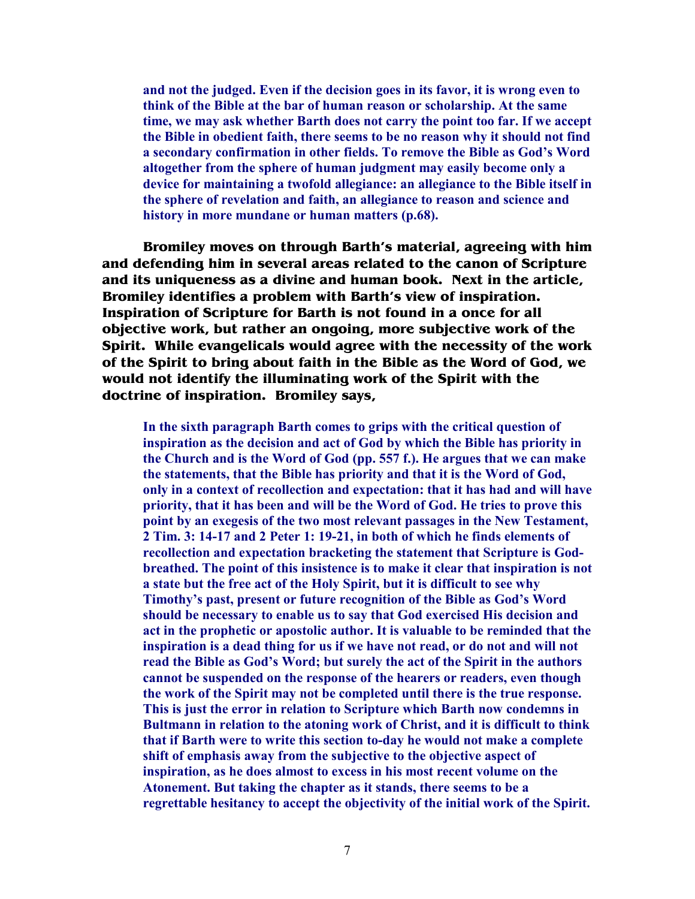> **and not the judged. Even if the decision goes in its favor, it is wrong even to think of the Bible at the bar of human reason or scholarship. At the same time, we may ask whether Barth does not carry the point too far. If we accept the Bible in obedient faith, there seems to be no reason why it should not find a secondary confirmation in other fields. To remove the Bible as God's Word altogether from the sphere of human judgment may easily become only a device for maintaining a twofold allegiance: an allegiance to the Bible itself in the sphere of revelation and faith, an allegiance to reason and science and history in more mundane or human matters (p.68).**

**Bromiley moves on through Barth's material, agreeing with him and defending him in several areas related to the canon of Scripture and its uniqueness as a divine and human book. Next in the article, Bromiley identifies a problem with Barth's view of inspiration. Inspiration of Scripture for Barth is not found in a once for all objective work, but rather an ongoing, more subjective work of the Spirit. While evangelicals would agree with the necessity of the work of the Spirit to bring about faith in the Bible as the Word of God, we would not identify the illuminating work of the Spirit with the doctrine of inspiration. Bromiley says,**

> **In the sixth paragraph Barth comes to grips with the critical question of inspiration as the decision and act of God by which the Bible has priority in the Church and is the Word of God (pp. 557 f.). He argues that we can make the statements, that the Bible has priority and that it is the Word of God, only in a context of recollection and expectation: that it has had and will have priority, that it has been and will be the Word of God. He tries to prove this point by an exegesis of the two most relevant passages in the New Testament, 2 Tim. 3: 14-17 and 2 Peter 1: 19-21, in both of which he finds elements of recollection and expectation bracketing the statement that Scripture is God-breathed. The point of this insistence is to make it clear that inspiration is not a state but the free act of the Holy Spirit, but it is difficult to see why Timothy's past, present or future recognition of the Bible as God's Word should be necessary to enable us to say that God exercised His decision and act in the prophetic or apostolic author. It is valuable to be reminded that the inspiration is a dead thing for us if we have not read, or do not and will not read the Bible as God's Word; but surely the act of the Spirit in the authors cannot be suspended on the response of the hearers or readers, even though the work of the Spirit may not be completed until there is the true response. This is just the error in relation to Scripture which Barth now condemns in Bultmann in relation to the atoning work of Christ, and it is difficult to think that if Barth were to write this section to-day he would not make a complete shift of emphasis away from the subjective to the objective aspect of inspiration, as he does almost to excess in his most recent volume on the Atonement. But taking the chapter as it stands, there seems to be a regrettable hesitancy to accept the objectivity of the initial work of the Spirit.**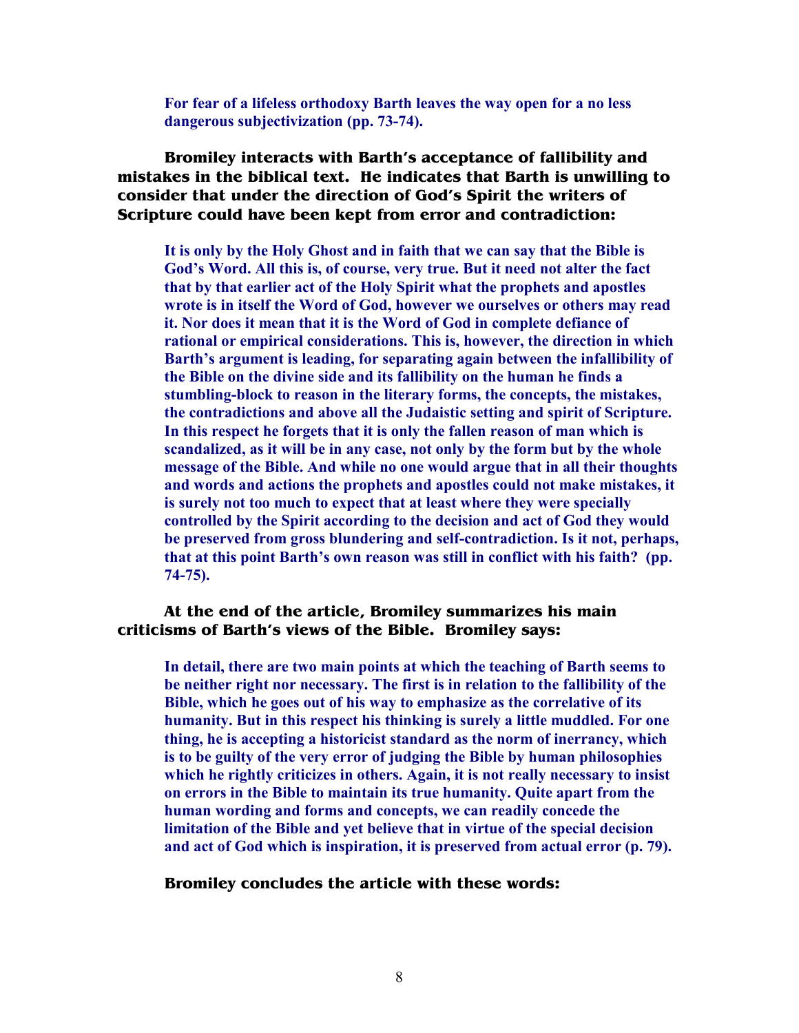> **For fear of a lifeless orthodoxy Barth leaves the way open for a no less dangerous subjectivization (pp. 73-74).**

**Bromiley interacts with Barth's acceptance of fallibility and mistakes in the biblical text. He indicates that Barth is unwilling to consider that under the direction of God's Spirit the writers of Scripture could have been kept from error and contradiction:**

> **It is only by the Holy Ghost and in faith that we can say that the Bible is God's Word. All this is, of course, very true. But it need not alter the fact that by that earlier act of the Holy Spirit what the prophets and apostles wrote is in itself the Word of God, however we ourselves or others may read it. Nor does it mean that it is the Word of God in complete defiance of rational or empirical considerations. This is, however, the direction in which Barth's argument is leading, for separating again between the infallibility of the Bible on the divine side and its fallibility on the human he finds a stumbling-block to reason in the literary forms, the concepts, the mistakes, the contradictions and above all the Judaistic setting and spirit of Scripture. In this respect he forgets that it is only the fallen reason of man which is scandalized, as it will be in any case, not only by the form but by the whole message of the Bible. And while no one would argue that in all their thoughts and words and actions the prophets and apostles could not make mistakes, it is surely not too much to expect that at least where they were specially controlled by the Spirit according to the decision and act of God they would be preserved from gross blundering and self-contradiction. Is it not, perhaps, that at this point Barth's own reason was still in conflict with his faith? (pp. 74-75).**

**At the end of the article, Bromiley summarizes his main criticisms of Barth's views of the Bible. Bromiley says:**

> **In detail, there are two main points at which the teaching of Barth seems to be neither right nor necessary. The first is in relation to the fallibility of the Bible, which he goes out of his way to emphasize as the correlative of its humanity. But in this respect his thinking is surely a little muddled. For one thing, he is accepting a historicist standard as the norm of inerrancy, which is to be guilty of the very error of judging the Bible by human philosophies which he rightly criticizes in others. Again, it is not really necessary to insist on errors in the Bible to maintain its true humanity. Quite apart from the human wording and forms and concepts, we can readily concede the limitation of the Bible and yet believe that in virtue of the special decision and act of God which is inspiration, it is preserved from actual error (p. 79).**

**Bromiley concludes the article with these words:**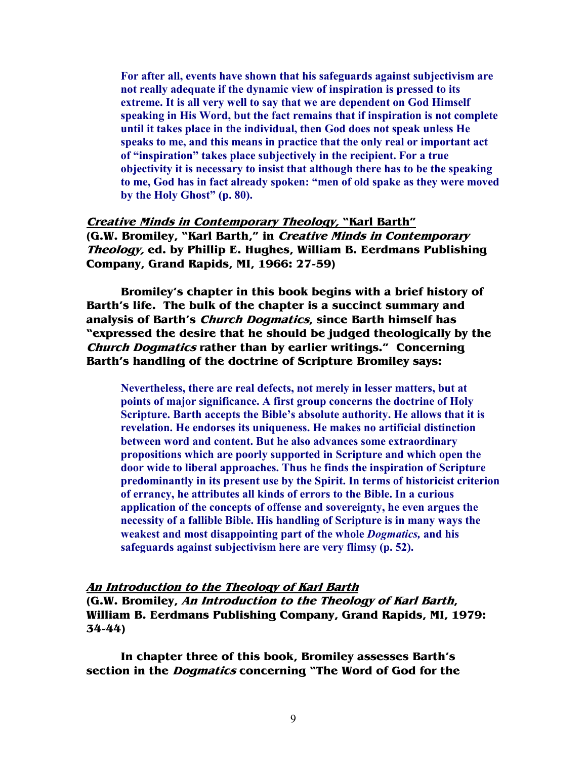> For after all, events have shown that his safeguards against subjectivism are not really adequate if the dynamic view of inspiration is pressed to its extreme. It is all very well to say that we are dependent on God Himself speaking in His Word, but the fact remains that if inspiration is not complete until it takes place in the individual, then God does not speak unless He speaks to me, and this means in practice that the only real or important act of "inspiration" takes place subjectively in the recipient. For a true objectivity it is necessary to insist that although there has to be the speaking to me, God has in fact already spoken: "men of old spake as they were moved by the Holy Ghost" (p. 80).

## *Creative Minds in Contemporary Theology,* "Karl Barth"

**(G.W. Bromiley, "Karl Barth," in *Creative Minds in Contemporary Theology,* ed. by Phillip E. Hughes, William B. Eerdmans Publishing Company, Grand Rapids, MI, 1966: 27-59)**

Bromiley's chapter in this book begins with a brief history of Barth's life. The bulk of the chapter is a succinct summary and analysis of Barth's *Church Dogmatics,* since Barth himself has "expressed the desire that he should be judged theologically by the *Church Dogmatics* rather than by earlier writings." Concerning Barth's handling of the doctrine of Scripture Bromiley says:

> Nevertheless, there are real defects, not merely in lesser matters, but at points of major significance. A first group concerns the doctrine of Holy Scripture. Barth accepts the Bible's absolute authority. He allows that it is revelation. He endorses its uniqueness. He makes no artificial distinction between word and content. But he also advances some extraordinary propositions which are poorly supported in Scripture and which open the door wide to liberal approaches. Thus he finds the inspiration of Scripture predominantly in its present use by the Spirit. In terms of historicist criterion of errancy, he attributes all kinds of errors to the Bible. In a curious application of the concepts of offense and sovereignty, he even argues the necessity of a fallible Bible. His handling of Scripture is in many ways the weakest and most disappointing part of the whole *Dogmatics,* and his safeguards against subjectivism here are very flimsy (p. 52).

## *An Introduction to the Theology of Karl Barth*

**(G.W. Bromiley, *An Introduction to the Theology of Karl Barth*, William B. Eerdmans Publishing Company, Grand Rapids, MI, 1979: 34-44)**

In chapter three of this book, Bromiley assesses Barth's section in the *Dogmatics* concerning "The Word of God for the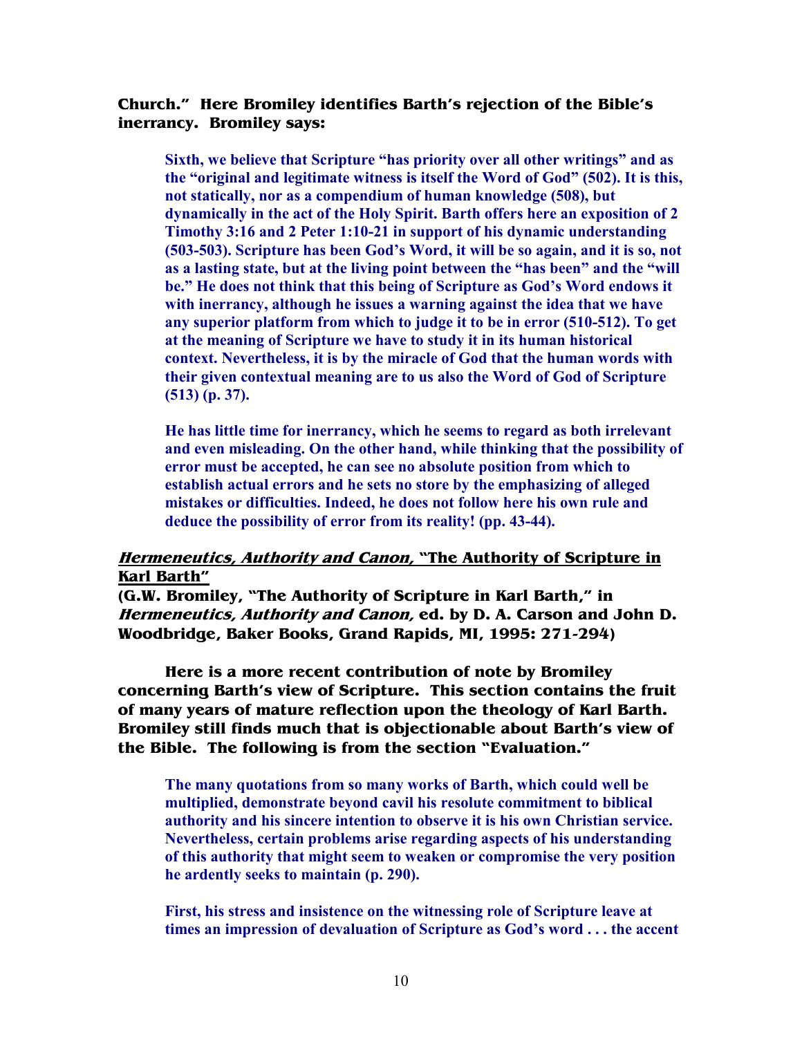**Church." Here Bromiley identifies Barth's rejection of the Bible's inerrancy. Bromiley says:**

> **Sixth, we believe that Scripture "has priority over all other writings" and as the "original and legitimate witness is itself the Word of God" (502). It is this, not statically, nor as a compendium of human knowledge (508), but dynamically in the act of the Holy Spirit. Barth offers here an exposition of 2 Timothy 3:16 and 2 Peter 1:10-21 in support of his dynamic understanding (503-503). Scripture has been God's Word, it will be so again, and it is so, not as a lasting state, but at the living point between the "has been" and the "will be." He does not think that this being of Scripture as God's Word endows it with inerrancy, although he issues a warning against the idea that we have any superior platform from which to judge it to be in error (510-512). To get at the meaning of Scripture we have to study it in its human historical context. Nevertheless, it is by the miracle of God that the human words with their given contextual meaning are to us also the Word of God of Scripture (513) (p. 37).**
>
> **He has little time for inerrancy, which he seems to regard as both irrelevant and even misleading. On the other hand, while thinking that the possibility of error must be accepted, he can see no absolute position from which to establish actual errors and he sets no store by the emphasizing of alleged mistakes or difficulties. Indeed, he does not follow here his own rule and deduce the possibility of error from its reality! (pp. 43-44).**

## ***Hermeneutics, Authority and Canon,*** **"The Authority of Scripture in Karl Barth"**

**(G.W. Bromiley, "The Authority of Scripture in Karl Barth," in *Hermeneutics, Authority and Canon,* ed. by D. A. Carson and John D. Woodbridge, Baker Books, Grand Rapids, MI, 1995: 271-294)**

**Here is a more recent contribution of note by Bromiley concerning Barth's view of Scripture. This section contains the fruit of many years of mature reflection upon the theology of Karl Barth. Bromiley still finds much that is objectionable about Barth's view of the Bible. The following is from the section "Evaluation."**

> **The many quotations from so many works of Barth, which could well be multiplied, demonstrate beyond cavil his resolute commitment to biblical authority and his sincere intention to observe it is his own Christian service. Nevertheless, certain problems arise regarding aspects of his understanding of this authority that might seem to weaken or compromise the very position he ardently seeks to maintain (p. 290).**
>
> **First, his stress and insistence on the witnessing role of Scripture leave at times an impression of devaluation of Scripture as God's word . . . the accent**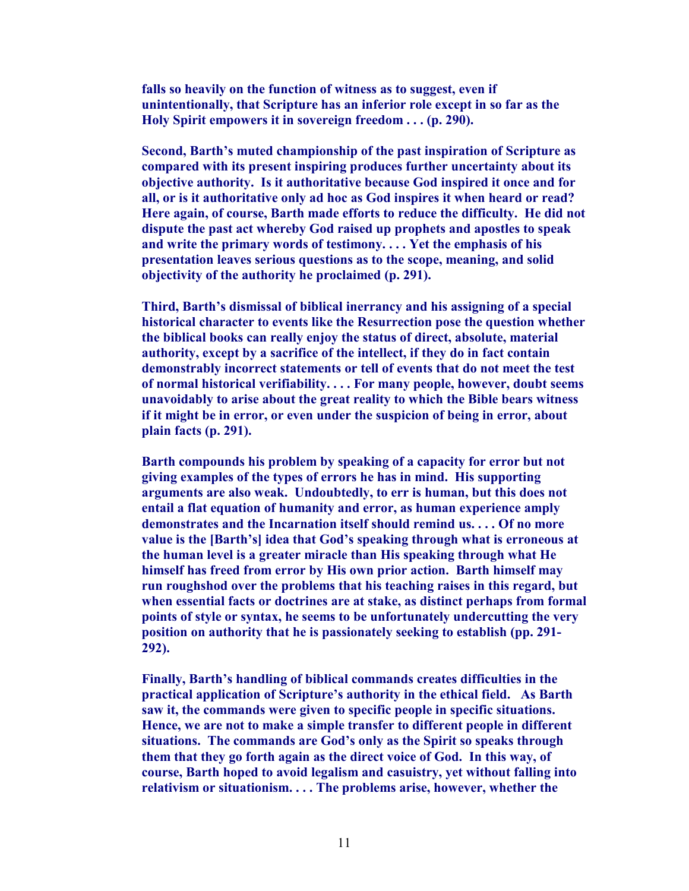**falls so heavily on the function of witness as to suggest, even if unintentionally, that Scripture has an inferior role except in so far as the Holy Spirit empowers it in sovereign freedom . . . (p. 290).**

**Second, Barth's muted championship of the past inspiration of Scripture as compared with its present inspiring produces further uncertainty about its objective authority. Is it authoritative because God inspired it once and for all, or is it authoritative only ad hoc as God inspires it when heard or read? Here again, of course, Barth made efforts to reduce the difficulty. He did not dispute the past act whereby God raised up prophets and apostles to speak and write the primary words of testimony. . . . Yet the emphasis of his presentation leaves serious questions as to the scope, meaning, and solid objectivity of the authority he proclaimed (p. 291).**

**Third, Barth's dismissal of biblical inerrancy and his assigning of a special historical character to events like the Resurrection pose the question whether the biblical books can really enjoy the status of direct, absolute, material authority, except by a sacrifice of the intellect, if they do in fact contain demonstrably incorrect statements or tell of events that do not meet the test of normal historical verifiability. . . . For many people, however, doubt seems unavoidably to arise about the great reality to which the Bible bears witness if it might be in error, or even under the suspicion of being in error, about plain facts (p. 291).**

**Barth compounds his problem by speaking of a capacity for error but not giving examples of the types of errors he has in mind. His supporting arguments are also weak. Undoubtedly, to err is human, but this does not entail a flat equation of humanity and error, as human experience amply demonstrates and the Incarnation itself should remind us. . . . Of no more value is the [Barth's] idea that God's speaking through what is erroneous at the human level is a greater miracle than His speaking through what He himself has freed from error by His own prior action. Barth himself may run roughshod over the problems that his teaching raises in this regard, but when essential facts or doctrines are at stake, as distinct perhaps from formal points of style or syntax, he seems to be unfortunately undercutting the very position on authority that he is passionately seeking to establish (pp. 291-292).**

**Finally, Barth's handling of biblical commands creates difficulties in the practical application of Scripture's authority in the ethical field. As Barth saw it, the commands were given to specific people in specific situations. Hence, we are not to make a simple transfer to different people in different situations. The commands are God's only as the Spirit so speaks through them that they go forth again as the direct voice of God. In this way, of course, Barth hoped to avoid legalism and casuistry, yet without falling into relativism or situationism. . . . The problems arise, however, whether the**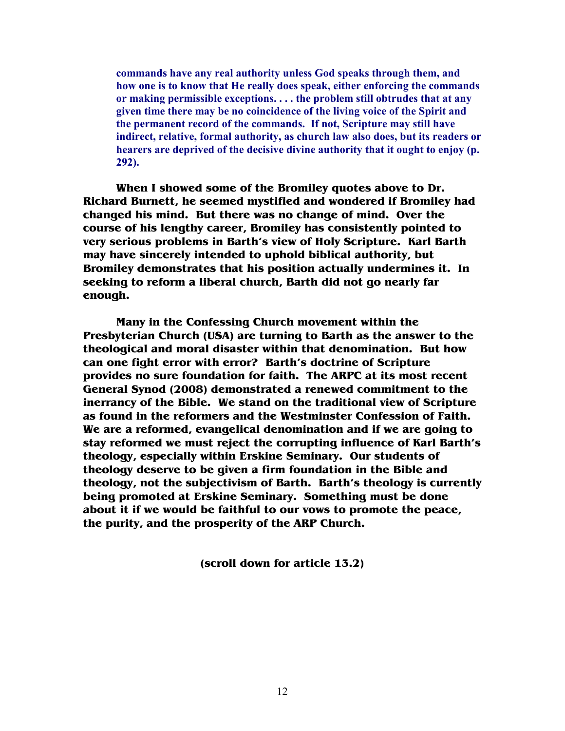> **commands have any real authority unless God speaks through them, and how one is to know that He really does speak, either enforcing the commands or making permissible exceptions. . . . the problem still obtrudes that at any given time there may be no coincidence of the living voice of the Spirit and the permanent record of the commands. If not, Scripture may still have indirect, relative, formal authority, as church law also does, but its readers or hearers are deprived of the decisive divine authority that it ought to enjoy (p. 292).**

**When I showed some of the Bromiley quotes above to Dr. Richard Burnett, he seemed mystified and wondered if Bromiley had changed his mind. But there was no change of mind. Over the course of his lengthy career, Bromiley has consistently pointed to very serious problems in Barth's view of Holy Scripture. Karl Barth may have sincerely intended to uphold biblical authority, but Bromiley demonstrates that his position actually undermines it. In seeking to reform a liberal church, Barth did not go nearly far enough.**

**Many in the Confessing Church movement within the Presbyterian Church (USA) are turning to Barth as the answer to the theological and moral disaster within that denomination. But how can one fight error with error? Barth's doctrine of Scripture provides no sure foundation for faith. The ARPC at its most recent General Synod (2008) demonstrated a renewed commitment to the inerrancy of the Bible. We stand on the traditional view of Scripture as found in the reformers and the Westminster Confession of Faith. We are a reformed, evangelical denomination and if we are going to stay reformed we must reject the corrupting influence of Karl Barth's theology, especially within Erskine Seminary. Our students of theology deserve to be given a firm foundation in the Bible and theology, not the subjectivism of Barth. Barth's theology is currently being promoted at Erskine Seminary. Something must be done about it if we would be faithful to our vows to promote the peace, the purity, and the prosperity of the ARP Church.**

**(scroll down for article 13.2)**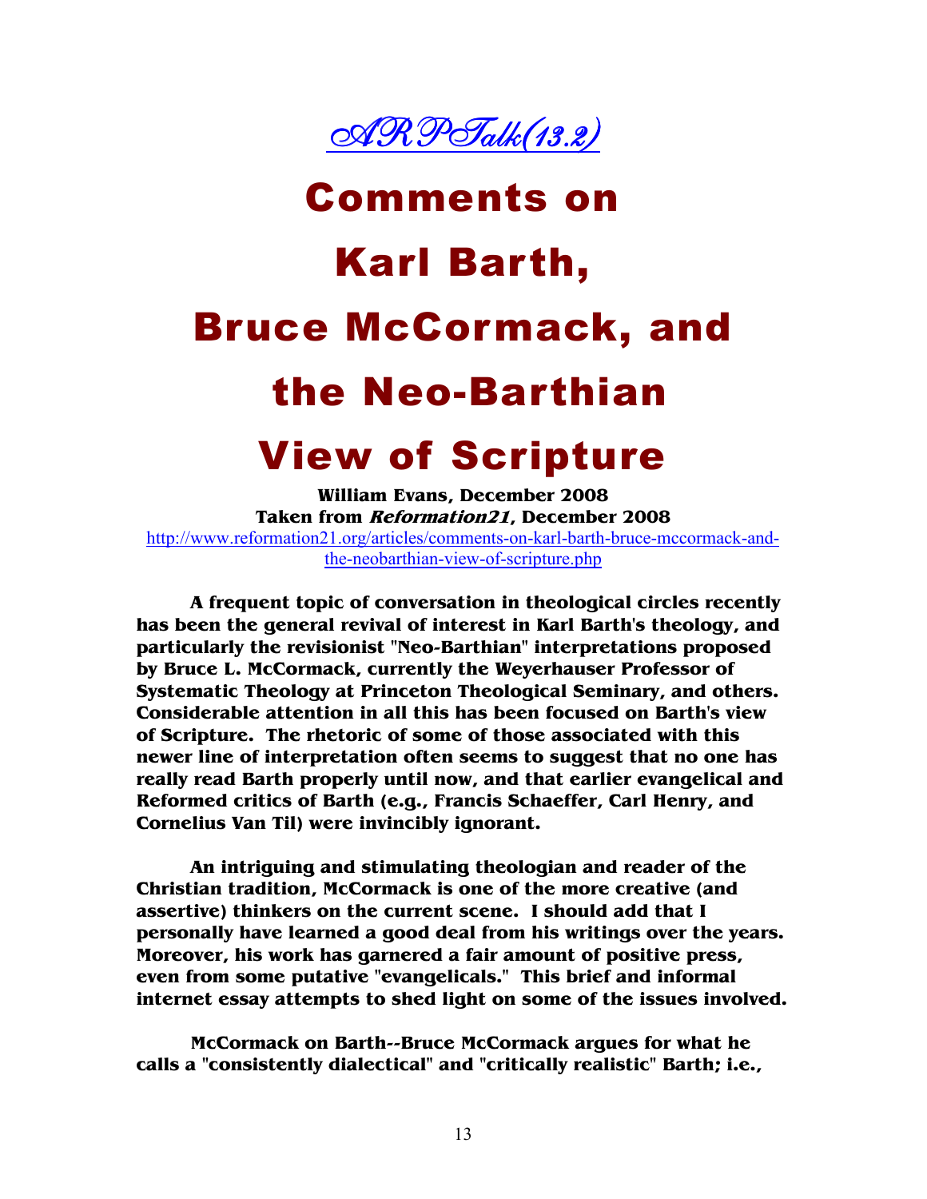[ARPTalk(13.2)](#)

# Comments on Karl Barth, Bruce McCormack, and the Neo-Barthian View of Scripture

**William Evans, December 2008**
**Taken from *Reformation21*, December 2008**
[http://www.reformation21.org/articles/comments-on-karl-barth-bruce-mccormack-and-the-neobarthian-view-of-scripture.php](http://www.reformation21.org/articles/comments-on-karl-barth-bruce-mccormack-and-the-neobarthian-view-of-scripture.php)

**A frequent topic of conversation in theological circles recently has been the general revival of interest in Karl Barth's theology, and particularly the revisionist "Neo-Barthian" interpretations proposed by Bruce L. McCormack, currently the Weyerhauser Professor of Systematic Theology at Princeton Theological Seminary, and others. Considerable attention in all this has been focused on Barth's view of Scripture. The rhetoric of some of those associated with this newer line of interpretation often seems to suggest that no one has really read Barth properly until now, and that earlier evangelical and Reformed critics of Barth (e.g., Francis Schaeffer, Carl Henry, and Cornelius Van Til) were invincibly ignorant.**

**An intriguing and stimulating theologian and reader of the Christian tradition, McCormack is one of the more creative (and assertive) thinkers on the current scene. I should add that I personally have learned a good deal from his writings over the years. Moreover, his work has garnered a fair amount of positive press, even from some putative "evangelicals." This brief and informal internet essay attempts to shed light on some of the issues involved.**

**McCormack on Barth--Bruce McCormack argues for what he calls a "consistently dialectical" and "critically realistic" Barth; i.e.,**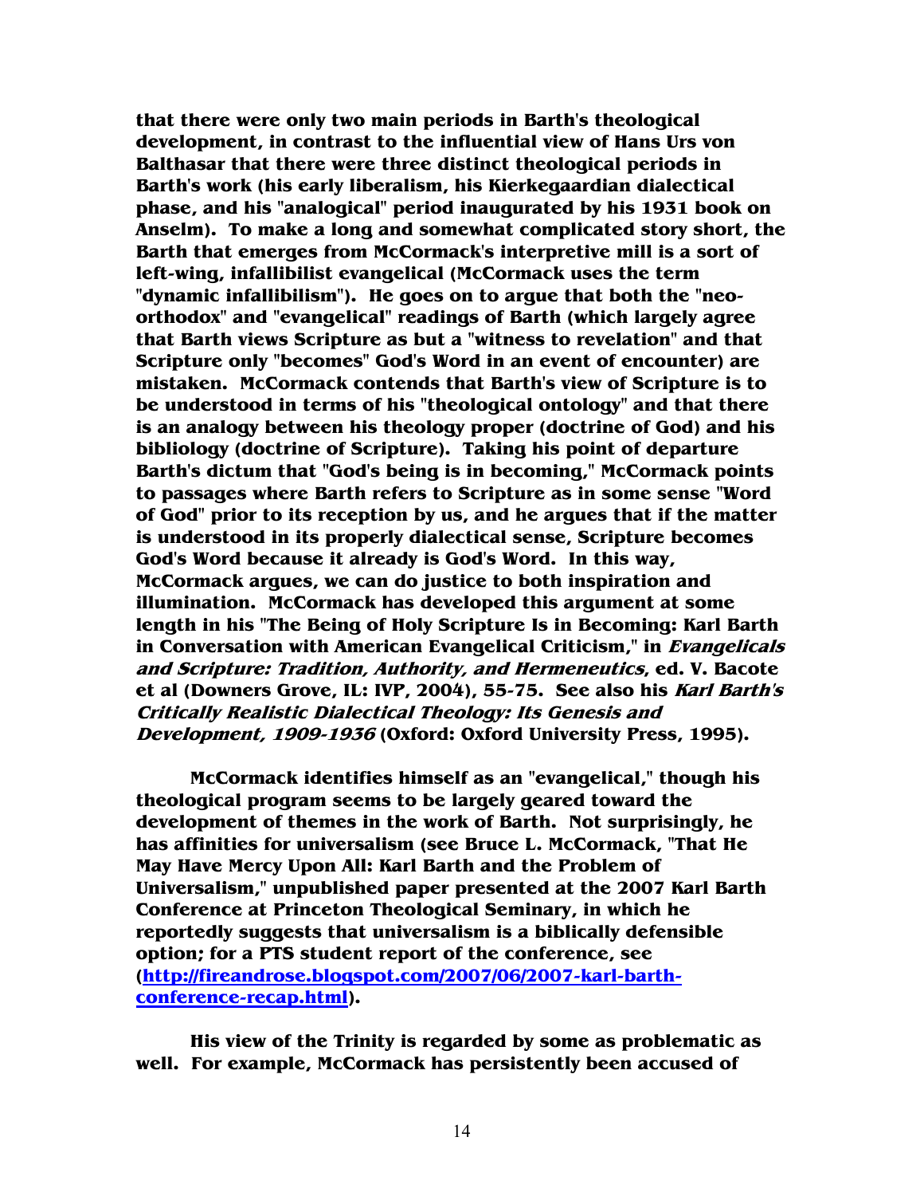**that there were only two main periods in Barth's theological development, in contrast to the influential view of Hans Urs von Balthasar that there were three distinct theological periods in Barth's work (his early liberalism, his Kierkegaardian dialectical phase, and his "analogical" period inaugurated by his 1931 book on Anselm). To make a long and somewhat complicated story short, the Barth that emerges from McCormack's interpretive mill is a sort of left-wing, infallibilist evangelical (McCormack uses the term "dynamic infallibilism"). He goes on to argue that both the "neo-orthodox" and "evangelical" readings of Barth (which largely agree that Barth views Scripture as but a "witness to revelation" and that Scripture only "becomes" God's Word in an event of encounter) are mistaken. McCormack contends that Barth's view of Scripture is to be understood in terms of his "theological ontology" and that there is an analogy between his theology proper (doctrine of God) and his bibliology (doctrine of Scripture). Taking his point of departure Barth's dictum that "God's being is in becoming," McCormack points to passages where Barth refers to Scripture as in some sense "Word of God" prior to its reception by us, and he argues that if the matter is understood in its properly dialectical sense, Scripture becomes God's Word because it already is God's Word. In this way, McCormack argues, we can do justice to both inspiration and illumination. McCormack has developed this argument at some length in his "The Being of Holy Scripture Is in Becoming: Karl Barth in Conversation with American Evangelical Criticism," in *Evangelicals and Scripture: Tradition, Authority, and Hermeneutics*, ed. V. Bacote et al (Downers Grove, IL: IVP, 2004), 55-75. See also his *Karl Barth's Critically Realistic Dialectical Theology: Its Genesis and Development, 1909-1936* (Oxford: Oxford University Press, 1995).**

**McCormack identifies himself as an "evangelical," though his theological program seems to be largely geared toward the development of themes in the work of Barth. Not surprisingly, he has affinities for universalism (see Bruce L. McCormack, "That He May Have Mercy Upon All: Karl Barth and the Problem of Universalism," unpublished paper presented at the 2007 Karl Barth Conference at Princeton Theological Seminary, in which he reportedly suggests that universalism is a biblically defensible option; for a PTS student report of the conference, see (http://fireandrose.blogspot.com/2007/06/2007-karl-barth-conference-recap.html).**

**His view of the Trinity is regarded by some as problematic as well. For example, McCormack has persistently been accused of**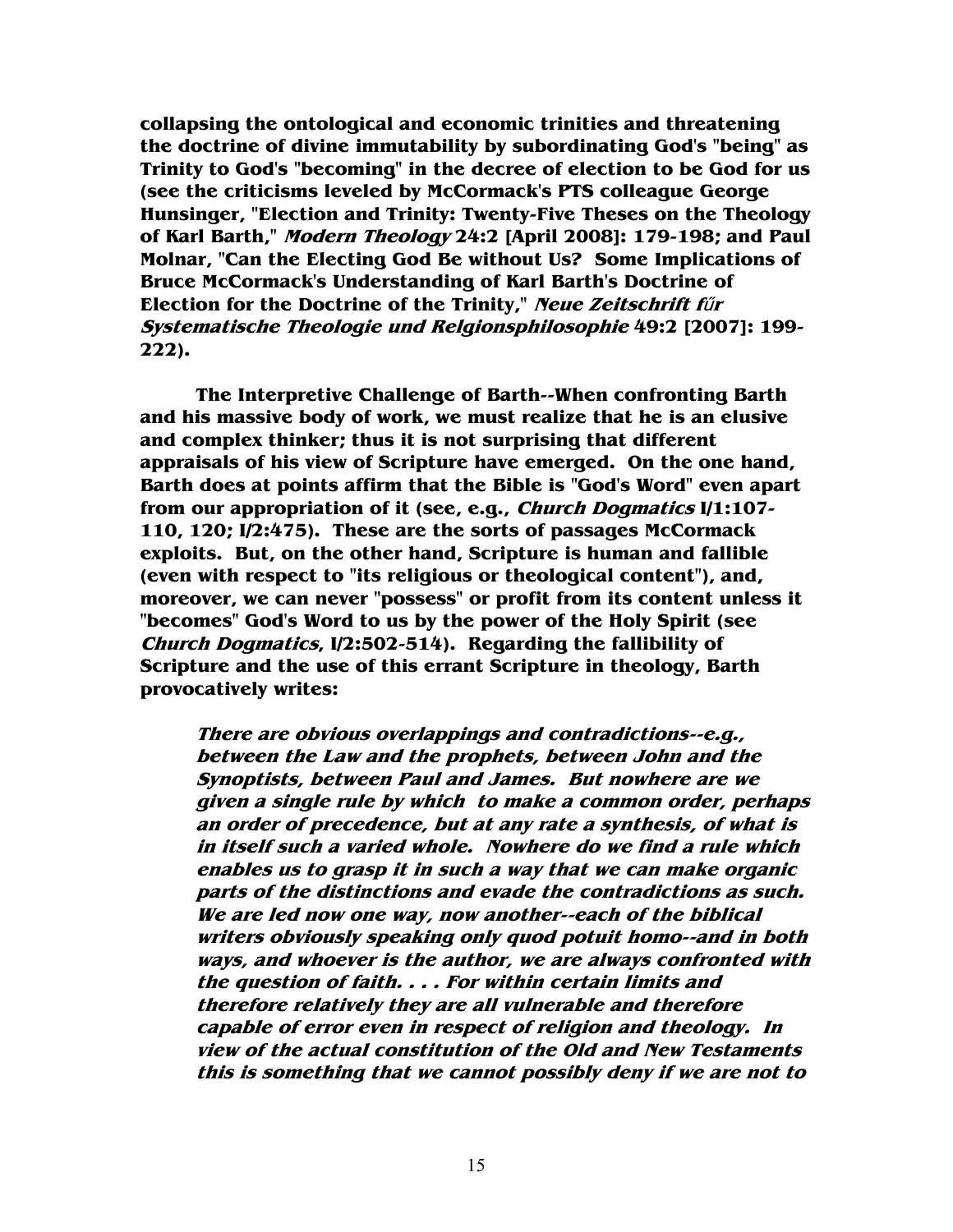**collapsing the ontological and economic trinities and threatening the doctrine of divine immutability by subordinating God's "being" as Trinity to God's "becoming" in the decree of election to be God for us (see the criticisms leveled by McCormack's PTS colleague George Hunsinger, "Election and Trinity: Twenty-Five Theses on the Theology of Karl Barth," *Modern Theology* 24:2 [April 2008]: 179-198; and Paul Molnar, "Can the Electing God Be without Us? Some Implications of Bruce McCormack's Understanding of Karl Barth's Doctrine of Election for the Doctrine of the Trinity," *Neue Zeitschrift fűr Systematische Theologie und Relgionsphilosophie* 49:2 [2007]: 199-222).**

**The Interpretive Challenge of Barth--When confronting Barth and his massive body of work, we must realize that he is an elusive and complex thinker; thus it is not surprising that different appraisals of his view of Scripture have emerged. On the one hand, Barth does at points affirm that the Bible is "God's Word" even apart from our appropriation of it (see, e.g., *Church Dogmatics* I/1:107-110, 120; I/2:475). These are the sorts of passages McCormack exploits. But, on the other hand, Scripture is human and fallible (even with respect to "its religious or theological content"), and, moreover, we can never "possess" or profit from its content unless it "becomes" God's Word to us by the power of the Holy Spirit (see *Church Dogmatics*, I/2:502-514). Regarding the fallibility of Scripture and the use of this errant Scripture in theology, Barth provocatively writes:**

> ***There are obvious overlappings and contradictions--e.g., between the Law and the prophets, between John and the Synoptists, between Paul and James. But nowhere are we given a single rule by which to make a common order, perhaps an order of precedence, but at any rate a synthesis, of what is in itself such a varied whole. Nowhere do we find a rule which enables us to grasp it in such a way that we can make organic parts of the distinctions and evade the contradictions as such. We are led now one way, now another--each of the biblical writers obviously speaking only quod potuit homo--and in both ways, and whoever is the author, we are always confronted with the question of faith. . . . For within certain limits and therefore relatively they are all vulnerable and therefore capable of error even in respect of religion and theology. In view of the actual constitution of the Old and New Testaments this is something that we cannot possibly deny if we are not to***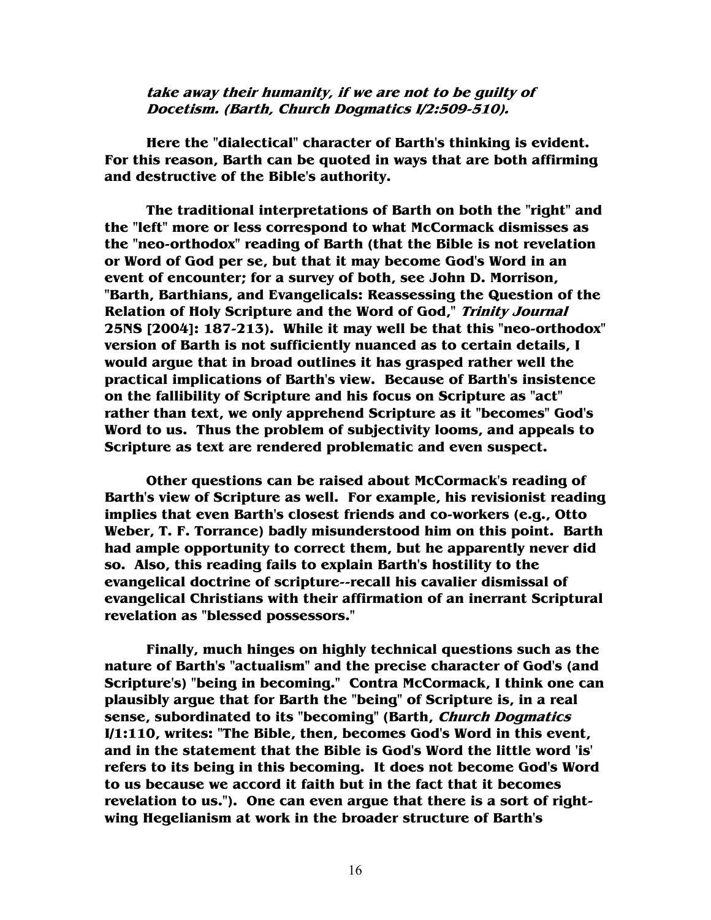*take away their humanity, if we are not to be guilty of Docetism. (Barth, Church Dogmatics I/2:509-510).*

Here the "dialectical" character of Barth's thinking is evident. For this reason, Barth can be quoted in ways that are both affirming and destructive of the Bible's authority.

The traditional interpretations of Barth on both the "right" and the "left" more or less correspond to what McCormack dismisses as the "neo-orthodox" reading of Barth (that the Bible is not revelation or Word of God per se, but that it may become God's Word in an event of encounter; for a survey of both, see John D. Morrison, "Barth, Barthians, and Evangelicals: Reassessing the Question of the Relation of Holy Scripture and the Word of God," *Trinity Journal* 25NS [2004]: 187-213). While it may well be that this "neo-orthodox" version of Barth is not sufficiently nuanced as to certain details, I would argue that in broad outlines it has grasped rather well the practical implications of Barth's view. Because of Barth's insistence on the fallibility of Scripture and his focus on Scripture as "act" rather than text, we only apprehend Scripture as it "becomes" God's Word to us. Thus the problem of subjectivity looms, and appeals to Scripture as text are rendered problematic and even suspect.

Other questions can be raised about McCormack's reading of Barth's view of Scripture as well. For example, his revisionist reading implies that even Barth's closest friends and co-workers (e.g., Otto Weber, T. F. Torrance) badly misunderstood him on this point. Barth had ample opportunity to correct them, but he apparently never did so. Also, this reading fails to explain Barth's hostility to the evangelical doctrine of scripture--recall his cavalier dismissal of evangelical Christians with their affirmation of an inerrant Scriptural revelation as "blessed possessors."

Finally, much hinges on highly technical questions such as the nature of Barth's "actualism" and the precise character of God's (and Scripture's) "being in becoming." Contra McCormack, I think one can plausibly argue that for Barth the "being" of Scripture is, in a real sense, subordinated to its "becoming" (Barth, *Church Dogmatics* I/1:110, writes: "The Bible, then, becomes God's Word in this event, and in the statement that the Bible is God's Word the little word 'is' refers to its being in this becoming. It does not become God's Word to us because we accord it faith but in the fact that it becomes revelation to us."). One can even argue that there is a sort of right-wing Hegelianism at work in the broader structure of Barth's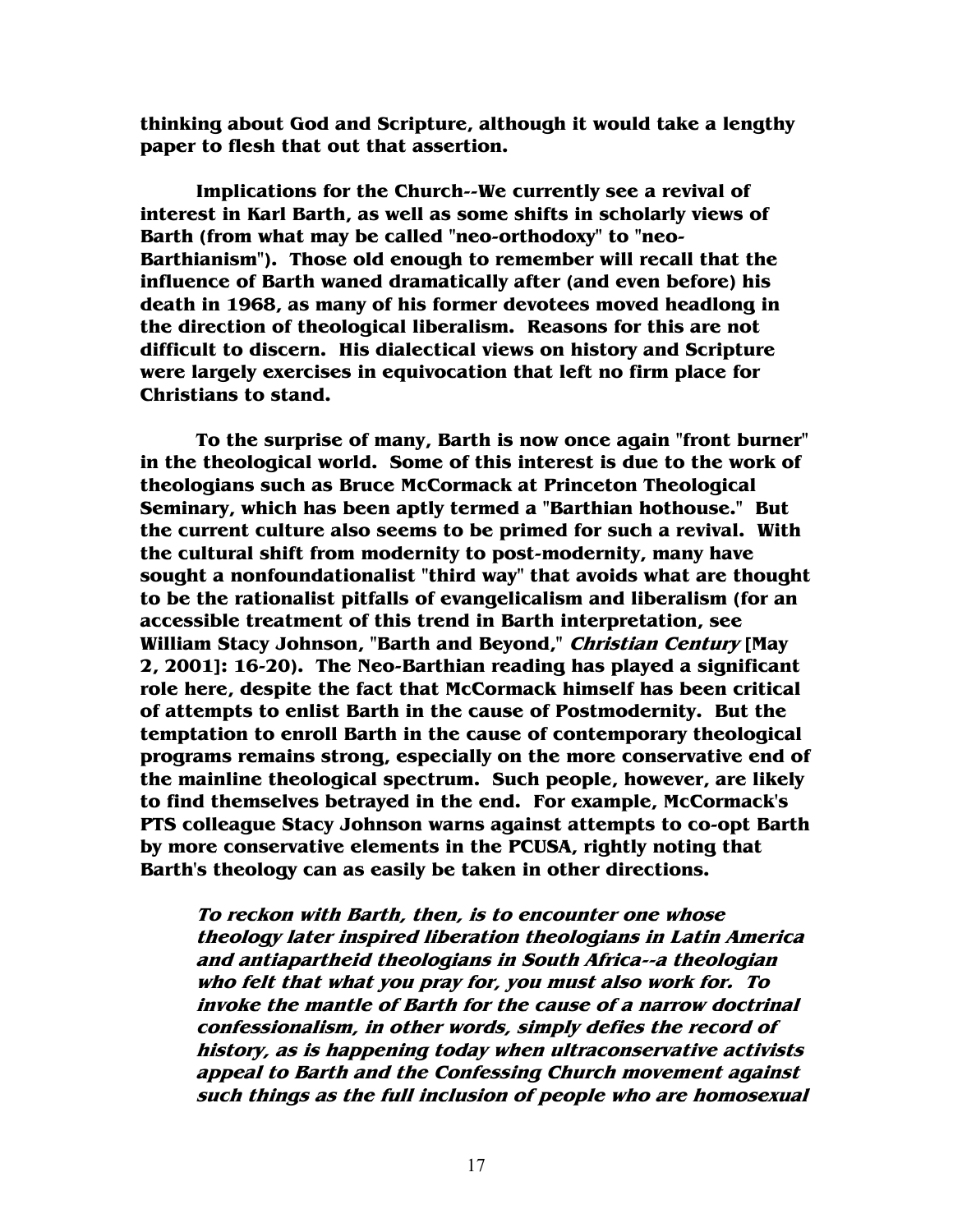**thinking about God and Scripture, although it would take a lengthy paper to flesh that out that assertion.**

**Implications for the Church--We currently see a revival of interest in Karl Barth, as well as some shifts in scholarly views of Barth (from what may be called "neo-orthodoxy" to "neo-Barthianism"). Those old enough to remember will recall that the influence of Barth waned dramatically after (and even before) his death in 1968, as many of his former devotees moved headlong in the direction of theological liberalism. Reasons for this are not difficult to discern. His dialectical views on history and Scripture were largely exercises in equivocation that left no firm place for Christians to stand.**

**To the surprise of many, Barth is now once again "front burner" in the theological world. Some of this interest is due to the work of theologians such as Bruce McCormack at Princeton Theological Seminary, which has been aptly termed a "Barthian hothouse." But the current culture also seems to be primed for such a revival. With the cultural shift from modernity to post-modernity, many have sought a nonfoundationalist "third way" that avoids what are thought to be the rationalist pitfalls of evangelicalism and liberalism (for an accessible treatment of this trend in Barth interpretation, see William Stacy Johnson, "Barth and Beyond," *Christian Century* [May 2, 2001]: 16-20). The Neo-Barthian reading has played a significant role here, despite the fact that McCormack himself has been critical of attempts to enlist Barth in the cause of Postmodernity. But the temptation to enroll Barth in the cause of contemporary theological programs remains strong, especially on the more conservative end of the mainline theological spectrum. Such people, however, are likely to find themselves betrayed in the end. For example, McCormack's PTS colleague Stacy Johnson warns against attempts to co-opt Barth by more conservative elements in the PCUSA, rightly noting that Barth's theology can as easily be taken in other directions.**

> ***To reckon with Barth, then, is to encounter one whose theology later inspired liberation theologians in Latin America and antiapartheid theologians in South Africa--a theologian who felt that what you pray for, you must also work for. To invoke the mantle of Barth for the cause of a narrow doctrinal confessionalism, in other words, simply defies the record of history, as is happening today when ultraconservative activists appeal to Barth and the Confessing Church movement against such things as the full inclusion of people who are homosexual***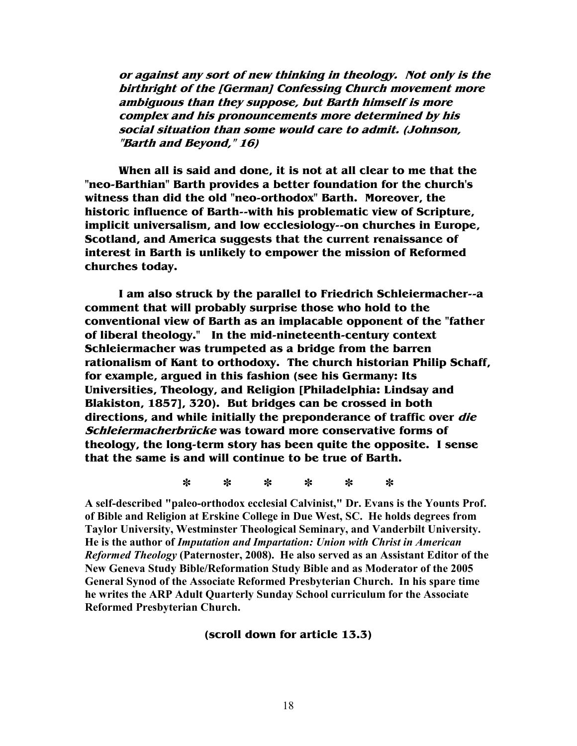> ***or against any sort of new thinking in theology. Not only is the birthright of the [German] Confessing Church movement more ambiguous than they suppose, but Barth himself is more complex and his pronouncements more determined by his social situation than some would care to admit. (Johnson, "Barth and Beyond," 16)***

**When all is said and done, it is not at all clear to me that the "neo-Barthian" Barth provides a better foundation for the church's witness than did the old "neo-orthodox" Barth. Moreover, the historic influence of Barth--with his problematic view of Scripture, implicit universalism, and low ecclesiology--on churches in Europe, Scotland, and America suggests that the current renaissance of interest in Barth is unlikely to empower the mission of Reformed churches today.**

**I am also struck by the parallel to Friedrich Schleiermacher--a comment that will probably surprise those who hold to the conventional view of Barth as an implacable opponent of the "father of liberal theology." In the mid-nineteenth-century context Schleiermacher was trumpeted as a bridge from the barren rationalism of Kant to orthodoxy. The church historian Philip Schaff, for example, argued in this fashion (see his Germany: Its Universities, Theology, and Religion [Philadelphia: Lindsay and Blakiston, 1857], 320). But bridges can be crossed in both directions, and while initially the preponderance of traffic over *die Schleiermacherbrücke* was toward more conservative forms of theology, the long-term story has been quite the opposite. I sense that the same is and will continue to be true of Barth.**

**\*     \*     \*     \*     \*     \***

**A self-described "paleo-orthodox ecclesial Calvinist," Dr. Evans is the Younts Prof. of Bible and Religion at Erskine College in Due West, SC. He holds degrees from Taylor University, Westminster Theological Seminary, and Vanderbilt University. He is the author of *Imputation and Impartation: Union with Christ in American Reformed Theology* (Paternoster, 2008). He also served as an Assistant Editor of the New Geneva Study Bible/Reformation Study Bible and as Moderator of the 2005 General Synod of the Associate Reformed Presbyterian Church. In his spare time he writes the ARP Adult Quarterly Sunday School curriculum for the Associate Reformed Presbyterian Church.**

**(scroll down for article 13.3)**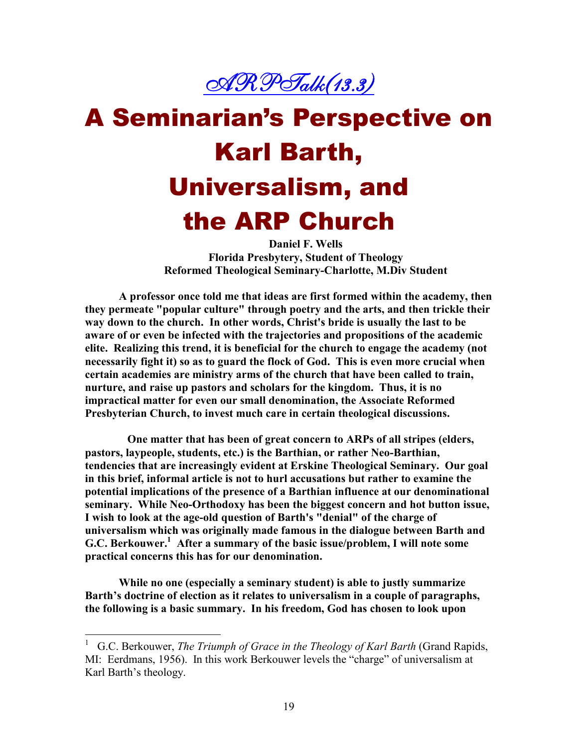*ARPTalk(13.3)*

# A Seminarian's Perspective on Karl Barth, Universalism, and the ARP Church

**Daniel F. Wells**
**Florida Presbytery, Student of Theology**
**Reformed Theological Seminary-Charlotte, M.Div Student**

**A professor once told me that ideas are first formed within the academy, then they permeate "popular culture" through poetry and the arts, and then trickle their way down to the church. In other words, Christ's bride is usually the last to be aware of or even be infected with the trajectories and propositions of the academic elite. Realizing this trend, it is beneficial for the church to engage the academy (not necessarily fight it) so as to guard the flock of God. This is even more crucial when certain academies are ministry arms of the church that have been called to train, nurture, and raise up pastors and scholars for the kingdom. Thus, it is no impractical matter for even our small denomination, the Associate Reformed Presbyterian Church, to invest much care in certain theological discussions.**

**One matter that has been of great concern to ARPs of all stripes (elders, pastors, laypeople, students, etc.) is the Barthian, or rather Neo-Barthian, tendencies that are increasingly evident at Erskine Theological Seminary. Our goal in this brief, informal article is not to hurl accusations but rather to examine the potential implications of the presence of a Barthian influence at our denominational seminary. While Neo-Orthodoxy has been the biggest concern and hot button issue, I wish to look at the age-old question of Barth's "denial" of the charge of universalism which was originally made famous in the dialogue between Barth and G.C. Berkouwer.[1] After a summary of the basic issue/problem, I will note some practical concerns this has for our denomination.**

**While no one (especially a seminary student) is able to justly summarize Barth's doctrine of election as it relates to universalism in a couple of paragraphs, the following is a basic summary. In his freedom, God has chosen to look upon**

[1] G.C. Berkouwer, *The Triumph of Grace in the Theology of Karl Barth* (Grand Rapids, MI: Eerdmans, 1956). In this work Berkouwer levels the "charge" of universalism at Karl Barth's theology.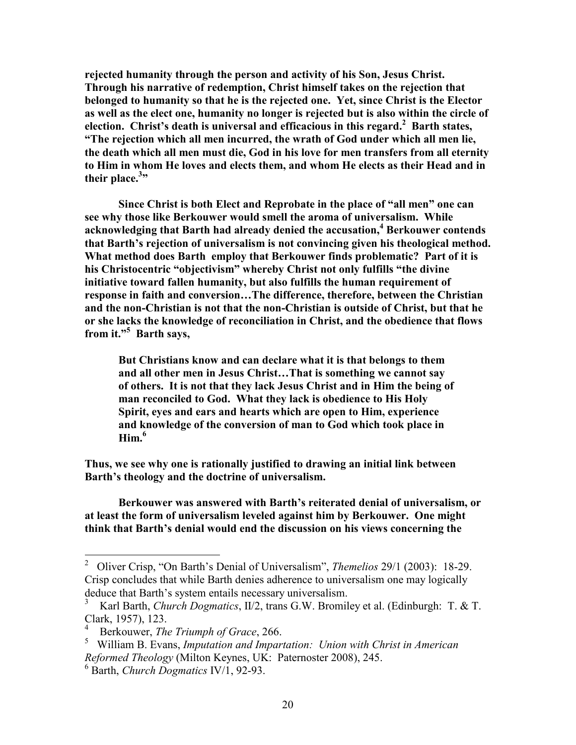**rejected humanity through the person and activity of his Son, Jesus Christ. Through his narrative of redemption, Christ himself takes on the rejection that belonged to humanity so that he is the rejected one. Yet, since Christ is the Elector as well as the elect one, humanity no longer is rejected but is also within the circle of election. Christ's death is universal and efficacious in this regard.[2] Barth states, "The rejection which all men incurred, the wrath of God under which all men lie, the death which all men must die, God in his love for men transfers from all eternity to Him in whom He loves and elects them, and whom He elects as their Head and in their place.[3]"**

**Since Christ is both Elect and Reprobate in the place of "all men" one can see why those like Berkouwer would smell the aroma of universalism. While acknowledging that Barth had already denied the accusation,[4] Berkouwer contends that Barth's rejection of universalism is not convincing given his theological method. What method does Barth employ that Berkouwer finds problematic? Part of it is his Christocentric "objectivism" whereby Christ not only fulfills "the divine initiative toward fallen humanity, but also fulfills the human requirement of response in faith and conversion…The difference, therefore, between the Christian and the non-Christian is not that the non-Christian is outside of Christ, but that he or she lacks the knowledge of reconciliation in Christ, and the obedience that flows from it."[5] Barth says,**

> **But Christians know and can declare what it is that belongs to them and all other men in Jesus Christ…That is something we cannot say of others. It is not that they lack Jesus Christ and in Him the being of man reconciled to God. What they lack is obedience to His Holy Spirit, eyes and ears and hearts which are open to Him, experience and knowledge of the conversion of man to God which took place in Him.[6]**

**Thus, we see why one is rationally justified to drawing an initial link between Barth's theology and the doctrine of universalism.**

**Berkouwer was answered with Barth's reiterated denial of universalism, or at least the form of universalism leveled against him by Berkouwer. One might think that Barth's denial would end the discussion on his views concerning the**

---

[2] Oliver Crisp, "On Barth's Denial of Universalism", *Themelios* 29/1 (2003): 18-29. Crisp concludes that while Barth denies adherence to universalism one may logically deduce that Barth's system entails necessary universalism.

[3] Karl Barth, *Church Dogmatics*, II/2, trans G.W. Bromiley et al. (Edinburgh: T. & T. Clark, 1957), 123.

[4] Berkouwer, *The Triumph of Grace*, 266.

[5] William B. Evans, *Imputation and Impartation: Union with Christ in American Reformed Theology* (Milton Keynes, UK: Paternoster 2008), 245.

[6] Barth, *Church Dogmatics* IV/1, 92-93.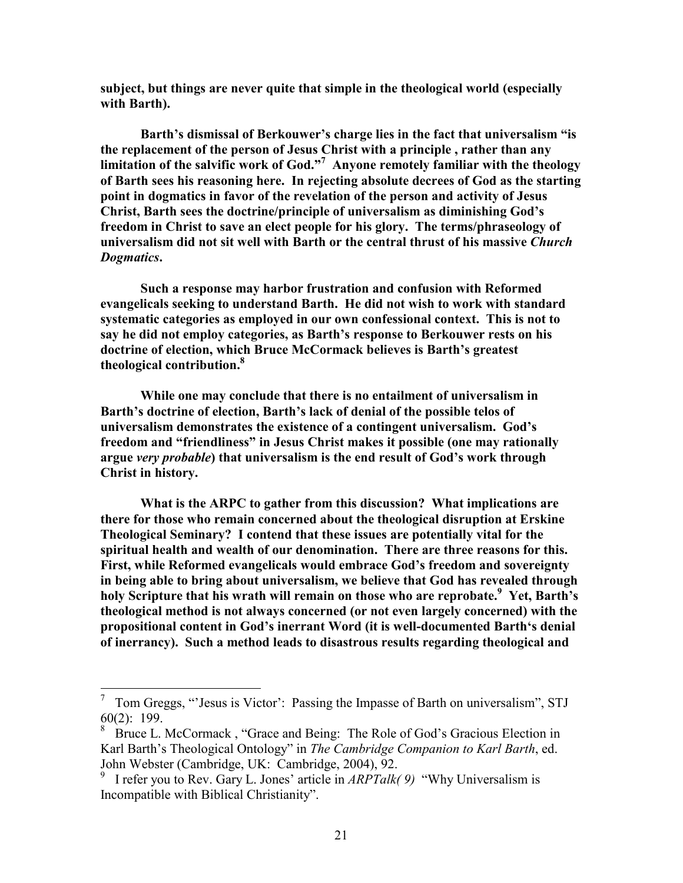**subject, but things are never quite that simple in the theological world (especially with Barth).**

**Barth's dismissal of Berkouwer's charge lies in the fact that universalism "is the replacement of the person of Jesus Christ with a principle , rather than any limitation of the salvific work of God."[7] Anyone remotely familiar with the theology of Barth sees his reasoning here. In rejecting absolute decrees of God as the starting point in dogmatics in favor of the revelation of the person and activity of Jesus Christ, Barth sees the doctrine/principle of universalism as diminishing God's freedom in Christ to save an elect people for his glory. The terms/phraseology of universalism did not sit well with Barth or the central thrust of his massive *Church Dogmatics*.**

**Such a response may harbor frustration and confusion with Reformed evangelicals seeking to understand Barth. He did not wish to work with standard systematic categories as employed in our own confessional context. This is not to say he did not employ categories, as Barth's response to Berkouwer rests on his doctrine of election, which Bruce McCormack believes is Barth's greatest theological contribution.[8]**

**While one may conclude that there is no entailment of universalism in Barth's doctrine of election, Barth's lack of denial of the possible telos of universalism demonstrates the existence of a contingent universalism. God's freedom and "friendliness" in Jesus Christ makes it possible (one may rationally argue *very probable*) that universalism is the end result of God's work through Christ in history.**

**What is the ARPC to gather from this discussion? What implications are there for those who remain concerned about the theological disruption at Erskine Theological Seminary? I contend that these issues are potentially vital for the spiritual health and wealth of our denomination. There are three reasons for this. First, while Reformed evangelicals would embrace God's freedom and sovereignty in being able to bring about universalism, we believe that God has revealed through holy Scripture that his wrath will remain on those who are reprobate.[9] Yet, Barth's theological method is not always concerned (or not even largely concerned) with the propositional content in God's inerrant Word (it is well-documented Barth's denial of inerrancy). Such a method leads to disastrous results regarding theological and**

---

[7] Tom Greggs, "'Jesus is Victor': Passing the Impasse of Barth on universalism", STJ 60(2): 199.

[8] Bruce L. McCormack , "Grace and Being: The Role of God's Gracious Election in Karl Barth's Theological Ontology" in *The Cambridge Companion to Karl Barth*, ed. John Webster (Cambridge, UK: Cambridge, 2004), 92.

[9] I refer you to Rev. Gary L. Jones' article in *ARPTalk( 9)* "Why Universalism is Incompatible with Biblical Christianity".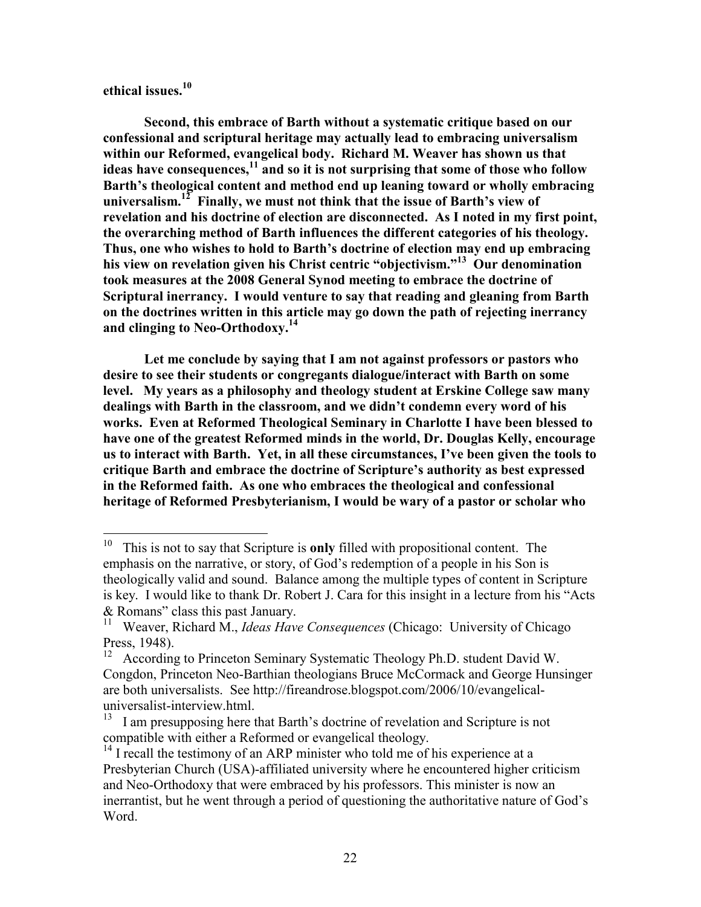**ethical issues.[10]**

**Second, this embrace of Barth without a systematic critique based on our confessional and scriptural heritage may actually lead to embracing universalism within our Reformed, evangelical body. Richard M. Weaver has shown us that ideas have consequences,[11] and so it is not surprising that some of those who follow Barth's theological content and method end up leaning toward or wholly embracing universalism.[12] Finally, we must not think that the issue of Barth's view of revelation and his doctrine of election are disconnected. As I noted in my first point, the overarching method of Barth influences the different categories of his theology. Thus, one who wishes to hold to Barth's doctrine of election may end up embracing his view on revelation given his Christ centric "objectivism."[13] Our denomination took measures at the 2008 General Synod meeting to embrace the doctrine of Scriptural inerrancy. I would venture to say that reading and gleaning from Barth on the doctrines written in this article may go down the path of rejecting inerrancy and clinging to Neo-Orthodoxy.[14]**

**Let me conclude by saying that I am not against professors or pastors who desire to see their students or congregants dialogue/interact with Barth on some level. My years as a philosophy and theology student at Erskine College saw many dealings with Barth in the classroom, and we didn't condemn every word of his works. Even at Reformed Theological Seminary in Charlotte I have been blessed to have one of the greatest Reformed minds in the world, Dr. Douglas Kelly, encourage us to interact with Barth. Yet, in all these circumstances, I've been given the tools to critique Barth and embrace the doctrine of Scripture's authority as best expressed in the Reformed faith. As one who embraces the theological and confessional heritage of Reformed Presbyterianism, I would be wary of a pastor or scholar who**

---

[10] This is not to say that Scripture is **only** filled with propositional content. The emphasis on the narrative, or story, of God's redemption of a people in his Son is theologically valid and sound. Balance among the multiple types of content in Scripture is key. I would like to thank Dr. Robert J. Cara for this insight in a lecture from his "Acts & Romans" class this past January.

[11] Weaver, Richard M., *Ideas Have Consequences* (Chicago: University of Chicago Press, 1948).

[12] According to Princeton Seminary Systematic Theology Ph.D. student David W. Congdon, Princeton Neo-Barthian theologians Bruce McCormack and George Hunsinger are both universalists. See http://fireandrose.blogspot.com/2006/10/evangelical-universalist-interview.html.

[13] I am presupposing here that Barth's doctrine of revelation and Scripture is not compatible with either a Reformed or evangelical theology.

[14] I recall the testimony of an ARP minister who told me of his experience at a Presbyterian Church (USA)-affiliated university where he encountered higher criticism and Neo-Orthodoxy that were embraced by his professors. This minister is now an inerrantist, but he went through a period of questioning the authoritative nature of God's Word.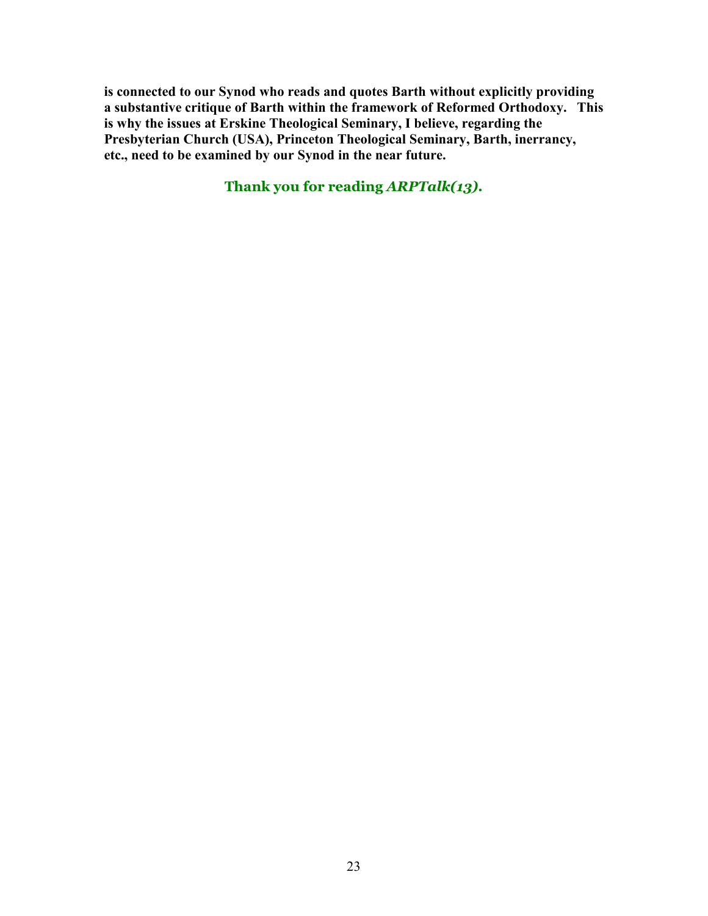**is connected to our Synod who reads and quotes Barth without explicitly providing a substantive critique of Barth within the framework of Reformed Orthodoxy. This is why the issues at Erskine Theological Seminary, I believe, regarding the Presbyterian Church (USA), Princeton Theological Seminary, Barth, inerrancy, etc., need to be examined by our Synod in the near future.**

**Thank you for reading *ARPTalk(13)*.**